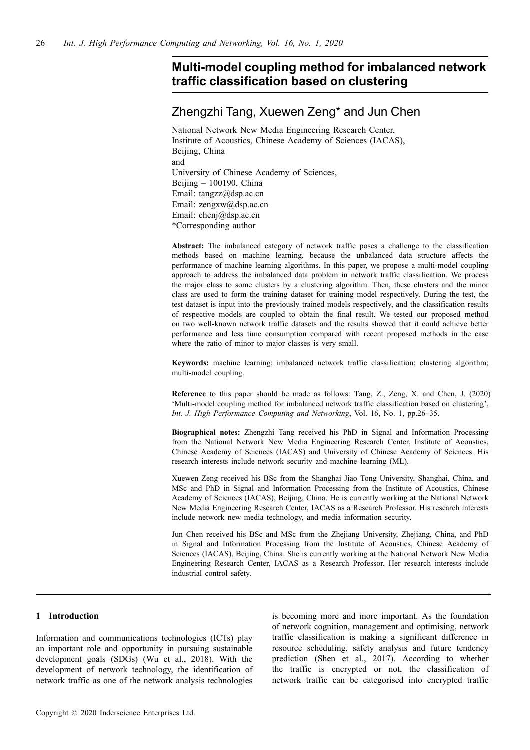# Multi-model coupling method for imbalanced network traffic classification based on clustering

## Zhengzhi Tang, Xuewen Zeng* and Jun Chen

National Network New Media Engineering Research Center,
Institute of Acoustics, Chinese Academy of Sciences (IACAS),
Beijing, China
and
University of Chinese Academy of Sciences,
Beijing – 100190, China
Email: tangzz@dsp.ac.cn
Email: zengxw@dsp.ac.cn
Email: chenj@dsp.ac.cn
*Corresponding author

**Abstract:** The imbalanced category of network traffic poses a challenge to the classification methods based on machine learning, because the unbalanced data structure affects the performance of machine learning algorithms. In this paper, we propose a multi-model coupling approach to address the imbalanced data problem in network traffic classification. We process the major class to some clusters by a clustering algorithm. Then, these clusters and the minor class are used to form the training dataset for training model respectively. During the test, the test dataset is input into the previously trained models respectively, and the classification results of respective models are coupled to obtain the final result. We tested our proposed method on two well-known network traffic datasets and the results showed that it could achieve better performance and less time consumption compared with recent proposed methods in the case where the ratio of minor to major classes is very small.

**Keywords:** machine learning; imbalanced network traffic classification; clustering algorithm; multi-model coupling.

**Reference** to this paper should be made as follows: Tang, Z., Zeng, X. and Chen, J. (2020) 'Multi-model coupling method for imbalanced network traffic classification based on clustering', *Int. J. High Performance Computing and Networking*, Vol. 16, No. 1, pp.26–35.

**Biographical notes:** Zhengzhi Tang received his PhD in Signal and Information Processing from the National Network New Media Engineering Research Center, Institute of Acoustics, Chinese Academy of Sciences (IACAS) and University of Chinese Academy of Sciences. His research interests include network security and machine learning (ML).

Xuewen Zeng received his BSc from the Shanghai Jiao Tong University, Shanghai, China, and MSc and PhD in Signal and Information Processing from the Institute of Acoustics, Chinese Academy of Sciences (IACAS), Beijing, China. He is currently working at the National Network New Media Engineering Research Center, IACAS as a Research Professor. His research interests include network new media technology, and media information security.

Jun Chen received his BSc and MSc from the Zhejiang University, Zhejiang, China, and PhD in Signal and Information Processing from the Institute of Acoustics, Chinese Academy of Sciences (IACAS), Beijing, China. She is currently working at the National Network New Media Engineering Research Center, IACAS as a Research Professor. Her research interests include industrial control safety.

## 1 Introduction

Information and communications technologies (ICTs) play an important role and opportunity in pursuing sustainable development goals (SDGs) (Wu et al., 2018). With the development of network technology, the identification of network traffic as one of the network analysis technologies is becoming more and more important. As the foundation of network cognition, management and optimising, network traffic classification is making a significant difference in resource scheduling, safety analysis and future tendency prediction (Shen et al., 2017). According to whether the traffic is encrypted or not, the classification of network traffic can be categorised into encrypted traffic

Copyright © 2020 Inderscience Enterprises Ltd.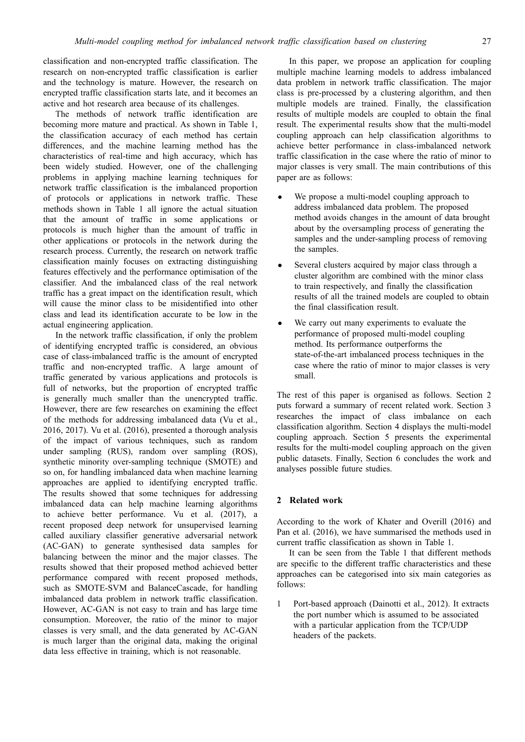classification and non-encrypted traffic classification. The research on non-encrypted traffic classification is earlier and the technology is mature. However, the research on encrypted traffic classification starts late, and it becomes an active and hot research area because of its challenges.

The methods of network traffic identification are becoming more mature and practical. As shown in Table 1, the classification accuracy of each method has certain differences, and the machine learning method has the characteristics of real-time and high accuracy, which has been widely studied. However, one of the challenging problems in applying machine learning techniques for network traffic classification is the imbalanced proportion of protocols or applications in network traffic. These methods shown in Table 1 all ignore the actual situation that the amount of traffic in some applications or protocols is much higher than the amount of traffic in other applications or protocols in the network during the research process. Currently, the research on network traffic classification mainly focuses on extracting distinguishing features effectively and the performance optimisation of the classifier. And the imbalanced class of the real network traffic has a great impact on the identification result, which will cause the minor class to be misidentified into other class and lead its identification accurate to be low in the actual engineering application.

In the network traffic classification, if only the problem of identifying encrypted traffic is considered, an obvious case of class-imbalanced traffic is the amount of encrypted traffic and non-encrypted traffic. A large amount of traffic generated by various applications and protocols is full of networks, but the proportion of encrypted traffic is generally much smaller than the unencrypted traffic. However, there are few researches on examining the effect of the methods for addressing imbalanced data (Vu et al., 2016, 2017). Vu et al. (2016), presented a thorough analysis of the impact of various techniques, such as random under sampling (RUS), random over sampling (ROS), synthetic minority over-sampling technique (SMOTE) and so on, for handling imbalanced data when machine learning approaches are applied to identifying encrypted traffic. The results showed that some techniques for addressing imbalanced data can help machine learning algorithms to achieve better performance. Vu et al. (2017), a recent proposed deep network for unsupervised learning called auxiliary classifier generative adversarial network (AC-GAN) to generate synthesised data samples for balancing between the minor and the major classes. The results showed that their proposed method achieved better performance compared with recent proposed methods, such as SMOTE-SVM and BalanceCascade, for handling imbalanced data problem in network traffic classification. However, AC-GAN is not easy to train and has large time consumption. Moreover, the ratio of the minor to major classes is very small, and the data generated by AC-GAN is much larger than the original data, making the original data less effective in training, which is not reasonable.

In this paper, we propose an application for coupling multiple machine learning models to address imbalanced data problem in network traffic classification. The major class is pre-processed by a clustering algorithm, and then multiple models are trained. Finally, the classification results of multiple models are coupled to obtain the final result. The experimental results show that the multi-model coupling approach can help classification algorithms to achieve better performance in class-imbalanced network traffic classification in the case where the ratio of minor to major classes is very small. The main contributions of this paper are as follows:

- We propose a multi-model coupling approach to address imbalanced data problem. The proposed method avoids changes in the amount of data brought about by the oversampling process of generating the samples and the under-sampling process of removing the samples.
- Several clusters acquired by major class through a cluster algorithm are combined with the minor class to train respectively, and finally the classification results of all the trained models are coupled to obtain the final classification result.
- We carry out many experiments to evaluate the performance of proposed multi-model coupling method. Its performance outperforms the state-of-the-art imbalanced process techniques in the case where the ratio of minor to major classes is very small.

The rest of this paper is organised as follows. Section 2 puts forward a summary of recent related work. Section 3 researches the impact of class imbalance on each classification algorithm. Section 4 displays the multi-model coupling approach. Section 5 presents the experimental results for the multi-model coupling approach on the given public datasets. Finally, Section 6 concludes the work and analyses possible future studies.

## 2 Related work

According to the work of Khater and Overill (2016) and Pan et al. (2016), we have summarised the methods used in current traffic classification as shown in Table 1.

It can be seen from the Table 1 that different methods are specific to the different traffic characteristics and these approaches can be categorised into six main categories as follows:

1. Port-based approach (Dainotti et al., 2012). It extracts the port number which is assumed to be associated with a particular application from the TCP/UDP headers of the packets.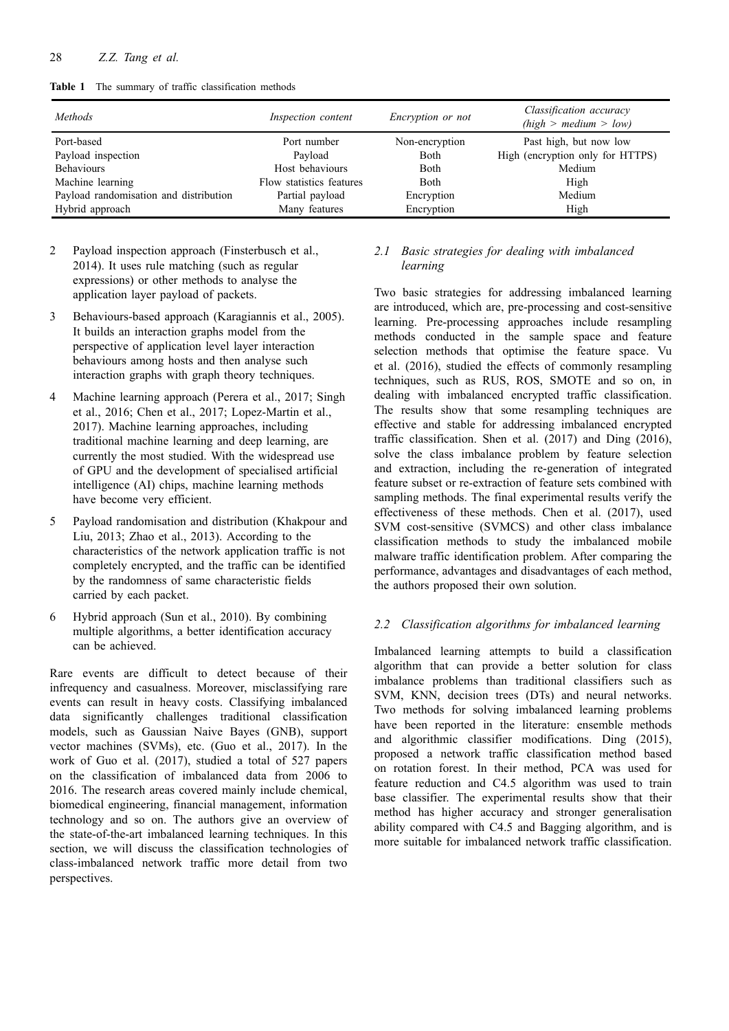**Table 1** The summary of traffic classification methods

| *Methods* | *Inspection content* | *Encryption or not* | *Classification accuracy (high > medium > low)* |
|---|---|---|---|
| Port-based | Port number | Non-encryption | Past high, but now low |
| Payload inspection | Payload | Both | High (encryption only for HTTPS) |
| Behaviours | Host behaviours | Both | Medium |
| Machine learning | Flow statistics features | Both | High |
| Payload randomisation and distribution | Partial payload | Encryption | Medium |
| Hybrid approach | Many features | Encryption | High |

2 Payload inspection approach (Finsterbusch et al., 2014). It uses rule matching (such as regular expressions) or other methods to analyse the application layer payload of packets.

3 Behaviours-based approach (Karagiannis et al., 2005). It builds an interaction graphs model from the perspective of application level layer interaction behaviours among hosts and then analyse such interaction graphs with graph theory techniques.

4 Machine learning approach (Perera et al., 2017; Singh et al., 2016; Chen et al., 2017; Lopez-Martin et al., 2017). Machine learning approaches, including traditional machine learning and deep learning, are currently the most studied. With the widespread use of GPU and the development of specialised artificial intelligence (AI) chips, machine learning methods have become very efficient.

5 Payload randomisation and distribution (Khakpour and Liu, 2013; Zhao et al., 2013). According to the characteristics of the network application traffic is not completely encrypted, and the traffic can be identified by the randomness of same characteristic fields carried by each packet.

6 Hybrid approach (Sun et al., 2010). By combining multiple algorithms, a better identification accuracy can be achieved.

Rare events are difficult to detect because of their infrequency and casualness. Moreover, misclassifying rare events can result in heavy costs. Classifying imbalanced data significantly challenges traditional classification models, such as Gaussian Naive Bayes (GNB), support vector machines (SVMs), etc. (Guo et al., 2017). In the work of Guo et al. (2017), studied a total of 527 papers on the classification of imbalanced data from 2006 to 2016. The research areas covered mainly include chemical, biomedical engineering, financial management, information technology and so on. The authors give an overview of the state-of-the-art imbalanced learning techniques. In this section, we will discuss the classification technologies of class-imbalanced network traffic more detail from two perspectives.

### *2.1 Basic strategies for dealing with imbalanced learning*

Two basic strategies for addressing imbalanced learning are introduced, which are, pre-processing and cost-sensitive learning. Pre-processing approaches include resampling methods conducted in the sample space and feature selection methods that optimise the feature space. Vu et al. (2016), studied the effects of commonly resampling techniques, such as RUS, ROS, SMOTE and so on, in dealing with imbalanced encrypted traffic classification. The results show that some resampling techniques are effective and stable for addressing imbalanced encrypted traffic classification. Shen et al. (2017) and Ding (2016), solve the class imbalance problem by feature selection and extraction, including the re-generation of integrated feature subset or re-extraction of feature sets combined with sampling methods. The final experimental results verify the effectiveness of these methods. Chen et al. (2017), used SVM cost-sensitive (SVMCS) and other class imbalance classification methods to study the imbalanced mobile malware traffic identification problem. After comparing the performance, advantages and disadvantages of each method, the authors proposed their own solution.

### *2.2 Classification algorithms for imbalanced learning*

Imbalanced learning attempts to build a classification algorithm that can provide a better solution for class imbalance problems than traditional classifiers such as SVM, KNN, decision trees (DTs) and neural networks. Two methods for solving imbalanced learning problems have been reported in the literature: ensemble methods and algorithmic classifier modifications. Ding (2015), proposed a network traffic classification method based on rotation forest. In their method, PCA was used for feature reduction and C4.5 algorithm was used to train base classifier. The experimental results show that their method has higher accuracy and stronger generalisation ability compared with C4.5 and Bagging algorithm, and is more suitable for imbalanced network traffic classification.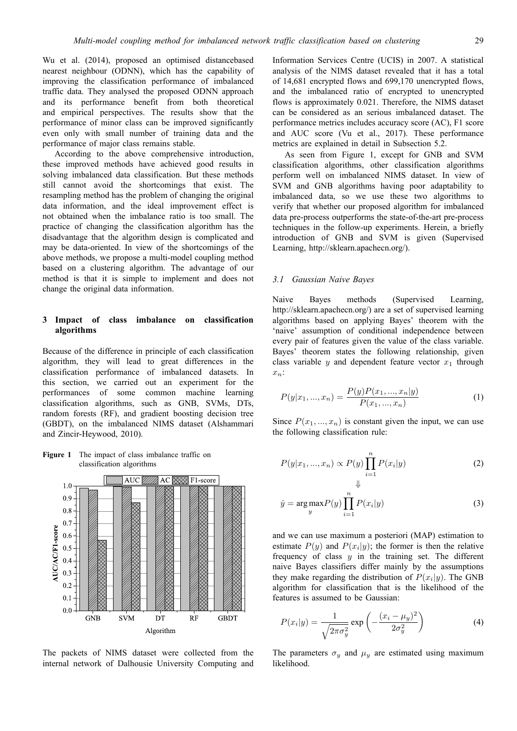Wu et al. (2014), proposed an optimised distancebased nearest neighbour (ODNN), which has the capability of improving the classification performance of imbalanced traffic data. They analysed the proposed ODNN approach and its performance benefit from both theoretical and empirical perspectives. The results show that the performance of minor class can be improved significantly even only with small number of training data and the performance of major class remains stable.

According to the above comprehensive introduction, these improved methods have achieved good results in solving imbalanced data classification. But these methods still cannot avoid the shortcomings that exist. The resampling method has the problem of changing the original data information, and the ideal improvement effect is not obtained when the imbalance ratio is too small. The practice of changing the classification algorithm has the disadvantage that the algorithm design is complicated and may be data-oriented. In view of the shortcomings of the above methods, we propose a multi-model coupling method based on a clustering algorithm. The advantage of our method is that it is simple to implement and does not change the original data information.

## 3 Impact of class imbalance on classification algorithms

Because of the difference in principle of each classification algorithm, they will lead to great differences in the classification performance of imbalanced datasets. In this section, we carried out an experiment for the performances of some common machine learning classification algorithms, such as GNB, SVMs, DTs, random forests (RF), and gradient boosting decision tree (GBDT), on the imbalanced NIMS dataset (Alshammari and Zincir-Heywood, 2010).

**Figure 1** The impact of class imbalance traffic on classification algorithms

The packets of NIMS dataset were collected from the internal network of Dalhousie University Computing and Information Services Centre (UCIS) in 2007. A statistical analysis of the NIMS dataset revealed that it has a total of 14,681 encrypted flows and 699,170 unencrypted flows, and the imbalanced ratio of encrypted to unencrypted flows is approximately 0.021. Therefore, the NIMS dataset can be considered as an serious imbalanced dataset. The performance metrics includes accuracy score (AC), F1 score and AUC score (Vu et al., 2017). These performance metrics are explained in detail in Subsection 5.2.

As seen from Figure 1, except for GNB and SVM classification algorithms, other classification algorithms perform well on imbalanced NIMS dataset. In view of SVM and GNB algorithms having poor adaptability to imbalanced data, so we use these two algorithms to verify that whether our proposed algorithm for imbalanced data pre-process outperforms the state-of-the-art pre-process techniques in the follow-up experiments. Herein, a briefly introduction of GNB and SVM is given (Supervised Learning, http://sklearn.apachecn.org/).

### 3.1 Gaussian Naive Bayes

Naive Bayes methods (Supervised Learning, http://sklearn.apachecn.org/) are a set of supervised learning algorithms based on applying Bayes' theorem with the 'naive' assumption of conditional independence between every pair of features given the value of the class variable. Bayes' theorem states the following relationship, given class variable $y$ and dependent feature vector $x_1$ through $x_n$:

$$P(y|x_1, ..., x_n) = \frac{P(y)P(x_1, ..., x_n|y)}{P(x_1, ..., x_n)} \tag{1}$$

Since $P(x_1, ..., x_n)$ is constant given the input, we can use the following classification rule:

$$P(y|x_1, ..., x_n) \propto P(y) \prod_{i=1}^{n} P(x_i|y) \tag{2}$$

$$\Downarrow$$

$$\hat{y} = \arg\max_{y} P(y) \prod_{i=1}^{n} P(x_i|y) \tag{3}$$

and we can use maximum a posteriori (MAP) estimation to estimate $P(y)$ and $P(x_i|y)$; the former is then the relative frequency of class $y$ in the training set. The different naive Bayes classifiers differ mainly by the assumptions they make regarding the distribution of $P(x_i|y)$. The GNB algorithm for classification that is the likelihood of the features is assumed to be Gaussian:

$$P(x_i|y) = \frac{1}{\sqrt{2\pi\sigma_y^2}} \exp\left(-\frac{(x_i - \mu_y)^2}{2\sigma_y^2}\right) \tag{4}$$

The parameters $\sigma_y$ and $\mu_y$ are estimated using maximum likelihood.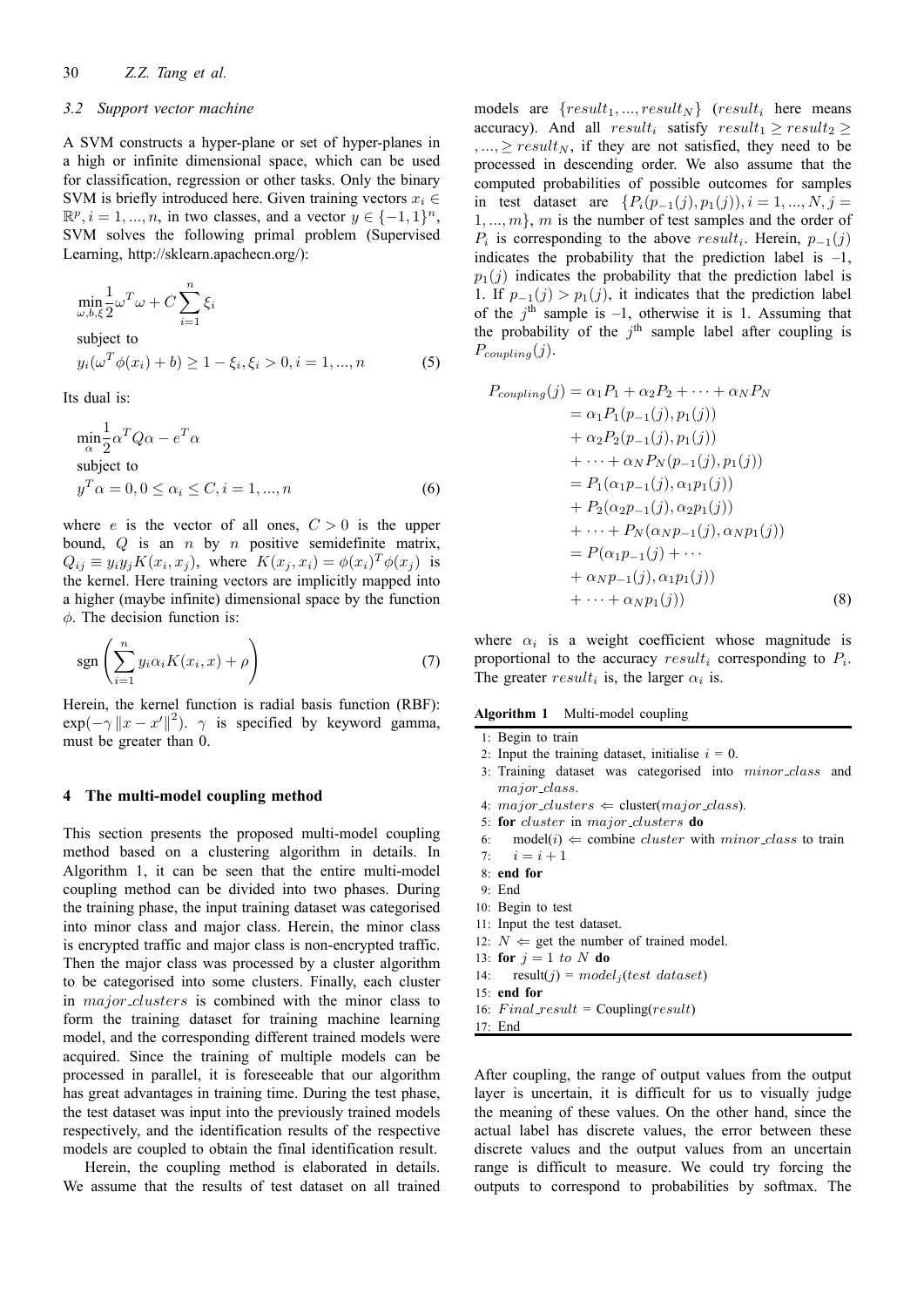### 3.2 Support vector machine

A SVM constructs a hyper-plane or set of hyper-planes in a high or infinite dimensional space, which can be used for classification, regression or other tasks. Only the binary SVM is briefly introduced here. Given training vectors $x_i \in \mathbb{R}^p, i = 1, ..., n$, in two classes, and a vector $y \in \{-1, 1\}^n$, SVM solves the following primal problem (Supervised Learning, http://sklearn.apachecn.org/):

$$
\begin{aligned}
&\min_{\omega,b,\xi} \frac{1}{2}\omega^T\omega + C\sum_{i=1}^{n}\xi_i \\
&\text{subject to} \\
&y_i(\omega^T\phi(x_i) + b) \geq 1 - \xi_i, \xi_i > 0, i = 1, ..., n
\end{aligned} \tag{5}
$$

Its dual is:

$$
\begin{aligned}
&\min_{\alpha} \frac{1}{2}\alpha^T Q\alpha - e^T\alpha \\
&\text{subject to} \\
&y^T\alpha = 0, 0 \leq \alpha_i \leq C, i = 1, ..., n
\end{aligned} \tag{6}
$$

where $e$ is the vector of all ones, $C > 0$ is the upper bound, $Q$ is an $n$ by $n$ positive semidefinite matrix, $Q_{ij} \equiv y_i y_j K(x_i, x_j)$, where $K(x_j, x_i) = \phi(x_i)^T\phi(x_j)$ is the kernel. Here training vectors are implicitly mapped into a higher (maybe infinite) dimensional space by the function $\phi$. The decision function is:

$$
\operatorname{sgn}\left(\sum_{i=1}^{n} y_i\alpha_i K(x_i, x) + \rho\right) \tag{7}
$$

Herein, the kernel function is radial basis function (RBF): $\exp(-\gamma\|x - x'\|^2)$. $\gamma$ is specified by keyword gamma, must be greater than 0.

## 4 The multi-model coupling method

This section presents the proposed multi-model coupling method based on a clustering algorithm in details. In Algorithm 1, it can be seen that the entire multi-model coupling method can be divided into two phases. During the training phase, the input training dataset was categorised into minor class and major class. Herein, the minor class is encrypted traffic and major class is non-encrypted traffic. Then the major class was processed by a cluster algorithm to be categorised into some clusters. Finally, each cluster in $major\_clusters$ is combined with the minor class to form the training dataset for training machine learning model, and the corresponding different trained models were acquired. Since the training of multiple models can be processed in parallel, it is foreseeable that our algorithm has great advantages in training time. During the test phase, the test dataset was input into the previously trained models respectively, and the identification results of the respective models are coupled to obtain the final identification result.

Herein, the coupling method is elaborated in details. We assume that the results of test dataset on all trained models are $\{result_1, ..., result_N\}$ ($result_i$ here means accuracy). And all $result_i$ satisfy $result_1 \geq result_2 \geq, ..., \geq result_N$, if they are not satisfied, they need to be processed in descending order. We also assume that the computed probabilities of possible outcomes for samples in test dataset are $\{P_i(p_{-1}(j), p_1(j)), i = 1, ..., N, j = 1, ..., m\}$, $m$ is the number of test samples and the order of $P_i$ is corresponding to the above $result_i$. Herein, $p_{-1}(j)$ indicates the probability that the prediction label is –1, $p_1(j)$ indicates the probability that the prediction label is 1. If $p_{-1}(j) > p_1(j)$, it indicates that the prediction label of the $j^{\text{th}}$ sample is –1, otherwise it is 1. Assuming that the probability of the $j^{\text{th}}$ sample label after coupling is $P_{coupling}(j)$.

$$
\begin{aligned}
P_{coupling}(j) &= \alpha_1 P_1 + \alpha_2 P_2 + \cdots + \alpha_N P_N \\
&= \alpha_1 P_1(p_{-1}(j), p_1(j)) \\
&\quad + \alpha_2 P_2(p_{-1}(j), p_1(j)) \\
&\quad + \cdots + \alpha_N P_N(p_{-1}(j), p_1(j)) \\
&= P_1(\alpha_1 p_{-1}(j), \alpha_1 p_1(j)) \\
&\quad + P_2(\alpha_2 p_{-1}(j), \alpha_2 p_1(j)) \\
&\quad + \cdots + P_N(\alpha_N p_{-1}(j), \alpha_N p_1(j)) \\
&= P(\alpha_1 p_{-1}(j) + \cdots \\
&\quad + \alpha_N p_{-1}(j), \alpha_1 p_1(j)) \\
&\quad + \cdots + \alpha_N p_1(j))
\end{aligned} \tag{8}
$$

where $\alpha_i$ is a weight coefficient whose magnitude is proportional to the accuracy $result_i$ corresponding to $P_i$. The greater $result_i$ is, the larger $\alpha_i$ is.

**Algorithm 1** Multi-model coupling

```
1: Begin to train
2: Input the training dataset, initialise i = 0.
3: Training dataset was categorised into minor_class and
   major_class.
4: major_clusters ⇐ cluster(major_class).
5: for cluster in major_clusters do
6:    model(i) ⇐ combine cluster with minor_class to train
7:    i = i + 1
8: end for
9: End
10: Begin to test
11: Input the test dataset.
12: N ⇐ get the number of trained model.
13: for j = 1 to N do
14:    result(j) = model_j(test dataset)
15: end for
16: Final_result = Coupling(result)
17: End
```

After coupling, the range of output values from the output layer is uncertain, it is difficult for us to visually judge the meaning of these values. On the other hand, since the actual label has discrete values, the error between these discrete values and the output values from an uncertain range is difficult to measure. We could try forcing the outputs to correspond to probabilities by softmax. The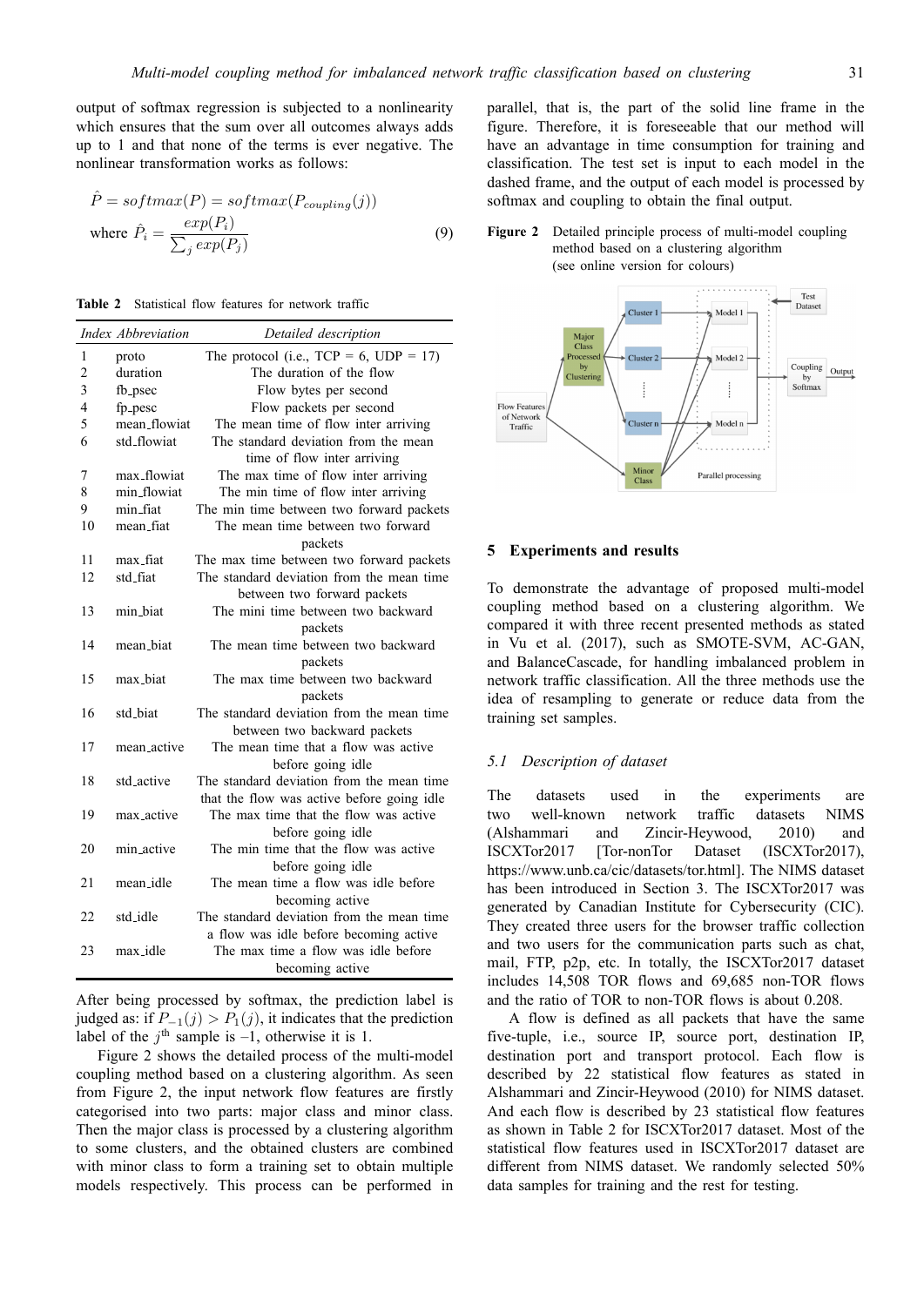output of softmax regression is subjected to a nonlinearity which ensures that the sum over all outcomes always adds up to 1 and that none of the terms is ever negative. The nonlinear transformation works as follows:

$$\hat{P} = softmax(P) = softmax(P_{coupling}(j))$$
$$\text{where } \hat{P}_i = \frac{exp(P_i)}{\sum_j exp(P_j)} \tag{9}$$

**Table 2** Statistical flow features for network traffic

| *Index* | *Abbreviation* | *Detailed description* |
|---|---|---|
| 1 | proto | The protocol (i.e., TCP = 6, UDP = 17) |
| 2 | duration | The duration of the flow |
| 3 | fb_psec | Flow bytes per second |
| 4 | fp_pesc | Flow packets per second |
| 5 | mean_flowiat | The mean time of flow inter arriving |
| 6 | std_flowiat | The standard deviation from the mean time of flow inter arriving |
| 7 | max_flowiat | The max time of flow inter arriving |
| 8 | min_flowiat | The min time of flow inter arriving |
| 9 | min_fiat | The min time between two forward packets |
| 10 | mean_fiat | The mean time between two forward packets |
| 11 | max_fiat | The max time between two forward packets |
| 12 | std_fiat | The standard deviation from the mean time between two forward packets |
| 13 | min_biat | The mini time between two backward packets |
| 14 | mean_biat | The mean time between two backward packets |
| 15 | max_biat | The max time between two backward packets |
| 16 | std_biat | The standard deviation from the mean time between two backward packets |
| 17 | mean_active | The mean time that a flow was active before going idle |
| 18 | std_active | The standard deviation from the mean time that the flow was active before going idle |
| 19 | max_active | The max time that the flow was active before going idle |
| 20 | min_active | The min time that the flow was active before going idle |
| 21 | mean_idle | The mean time a flow was idle before becoming active |
| 22 | std_idle | The standard deviation from the mean time a flow was idle before becoming active |
| 23 | max_idle | The max time a flow was idle before becoming active |

After being processed by softmax, the prediction label is judged as: if $P_{-1}(j) > P_1(j)$, it indicates that the prediction label of the $j^{\text{th}}$ sample is –1, otherwise it is 1.

Figure 2 shows the detailed process of the multi-model coupling method based on a clustering algorithm. As seen from Figure 2, the input network flow features are firstly categorised into two parts: major class and minor class. Then the major class is processed by a clustering algorithm to some clusters, and the obtained clusters are combined with minor class to form a training set to obtain multiple models respectively. This process can be performed in parallel, that is, the part of the solid line frame in the figure. Therefore, it is foreseeable that our method will have an advantage in time consumption for training and classification. The test set is input to each model in the dashed frame, and the output of each model is processed by softmax and coupling to obtain the final output.

**Figure 2** Detailed principle process of multi-model coupling method based on a clustering algorithm (see online version for colours)

## 5 Experiments and results

To demonstrate the advantage of proposed multi-model coupling method based on a clustering algorithm. We compared it with three recent presented methods as stated in Vu et al. (2017), such as SMOTE-SVM, AC-GAN, and BalanceCascade, for handling imbalanced problem in network traffic classification. All the three methods use the idea of resampling to generate or reduce data from the training set samples.

### *5.1 Description of dataset*

The datasets used in the experiments are two well-known network traffic datasets NIMS (Alshammari and Zincir-Heywood, 2010) and ISCXTor2017 [Tor-nonTor Dataset (ISCXTor2017), https://www.unb.ca/cic/datasets/tor.html]. The NIMS dataset has been introduced in Section 3. The ISCXTor2017 was generated by Canadian Institute for Cybersecurity (CIC). They created three users for the browser traffic collection and two users for the communication parts such as chat, mail, FTP, p2p, etc. In totally, the ISCXTor2017 dataset includes 14,508 TOR flows and 69,685 non-TOR flows and the ratio of TOR to non-TOR flows is about 0.208.

A flow is defined as all packets that have the same five-tuple, i.e., source IP, source port, destination IP, destination port and transport protocol. Each flow is described by 22 statistical flow features as stated in Alshammari and Zincir-Heywood (2010) for NIMS dataset. And each flow is described by 23 statistical flow features as shown in Table 2 for ISCXTor2017 dataset. Most of the statistical flow features used in ISCXTor2017 dataset are different from NIMS dataset. We randomly selected 50% data samples for training and the rest for testing.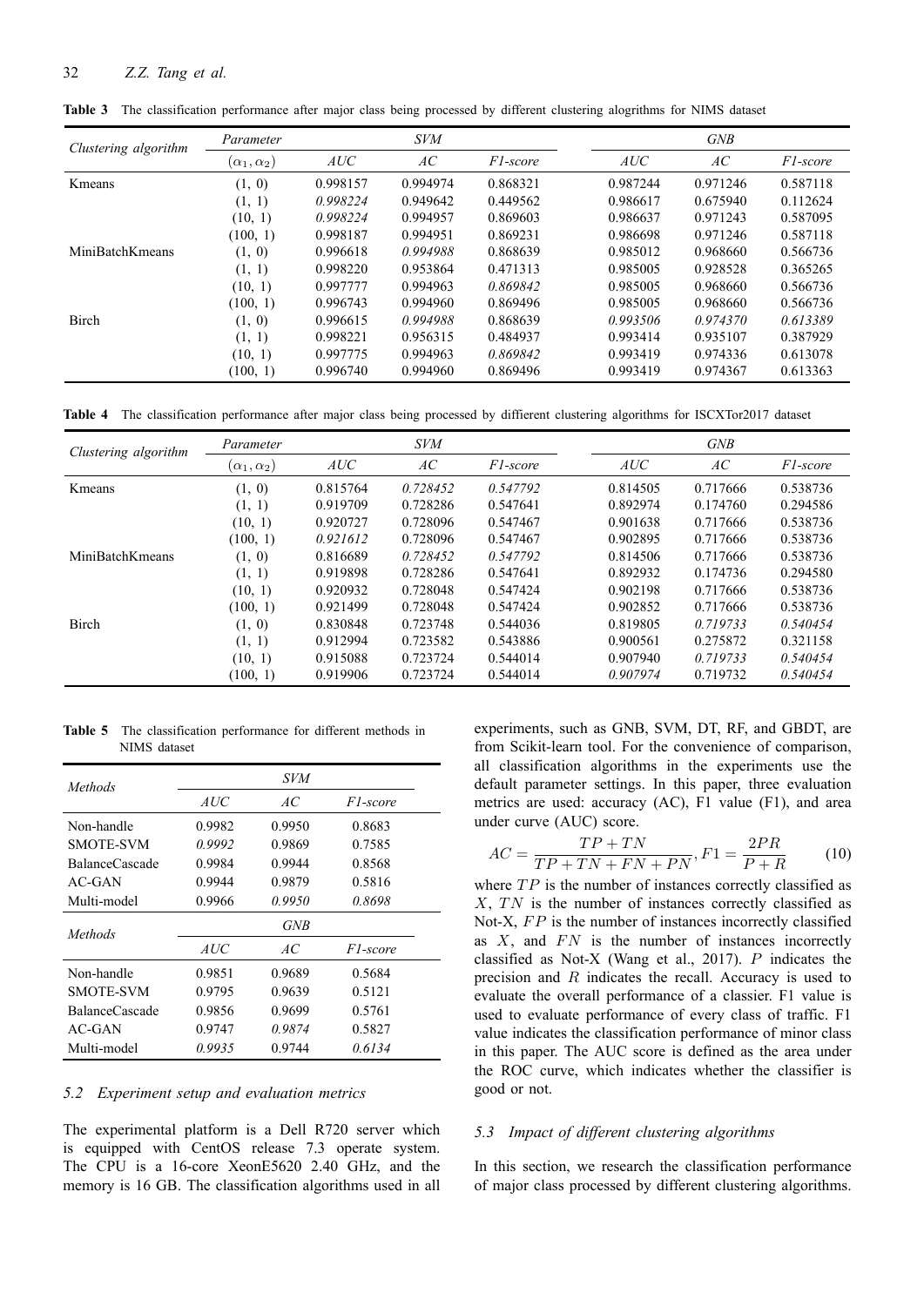**Table 3** The classification performance after major class being processed by different clustering alogrithms for NIMS dataset

| *Clustering algorithm* | *Parameter* | *SVM* | | | *GNB* | | |
|---|---|---|---|---|---|---|---|
| | $(\alpha_1, \alpha_2)$ | *AUC* | *AC* | *F1-score* | *AUC* | *AC* | *F1-score* |
| Kmeans | (1, 0) | 0.998157 | 0.994974 | 0.868321 | 0.987244 | 0.971246 | 0.587118 |
| | (1, 1) | *0.998224* | 0.949642 | 0.449562 | 0.986617 | 0.675940 | 0.112624 |
| | (10, 1) | *0.998224* | 0.994957 | 0.869603 | 0.986637 | 0.971243 | 0.587095 |
| | (100, 1) | 0.998187 | 0.994951 | 0.869231 | 0.986698 | 0.971246 | 0.587118 |
| MiniBatchKmeans | (1, 0) | 0.996618 | *0.994988* | 0.868639 | 0.985012 | 0.968660 | 0.566736 |
| | (1, 1) | 0.998220 | 0.953864 | 0.471313 | 0.985005 | 0.928528 | 0.365265 |
| | (10, 1) | 0.997777 | 0.994963 | *0.869842* | 0.985005 | 0.968660 | 0.566736 |
| | (100, 1) | 0.996743 | 0.994960 | 0.869496 | 0.985005 | 0.968660 | 0.566736 |
| Birch | (1, 0) | 0.996615 | *0.994988* | 0.868639 | *0.993506* | *0.974370* | *0.613389* |
| | (1, 1) | 0.998221 | 0.956315 | 0.484937 | 0.993414 | 0.935107 | 0.387929 |
| | (10, 1) | 0.997775 | 0.994963 | *0.869842* | 0.993419 | 0.974336 | 0.613078 |
| | (100, 1) | 0.996740 | 0.994960 | 0.869496 | 0.993419 | 0.974367 | 0.613363 |

**Table 4** The classification performance after major class being processed by diffierent clustering algorithms for ISCXTor2017 dataset

| *Clustering algorithm* | *Parameter* | *SVM* | | | *GNB* | | |
|---|---|---|---|---|---|---|---|
| | $(\alpha_1, \alpha_2)$ | *AUC* | *AC* | *F1-score* | *AUC* | *AC* | *F1-score* |
| Kmeans | (1, 0) | 0.815764 | *0.728452* | *0.547792* | 0.814505 | 0.717666 | 0.538736 |
| | (1, 1) | 0.919709 | 0.728286 | 0.547641 | 0.892974 | 0.174760 | 0.294586 |
| | (10, 1) | 0.920727 | 0.728096 | 0.547467 | 0.901638 | 0.717666 | 0.538736 |
| | (100, 1) | *0.921612* | 0.728096 | 0.547467 | 0.902895 | 0.717666 | 0.538736 |
| MiniBatchKmeans | (1, 0) | 0.816689 | *0.728452* | *0.547792* | 0.814506 | 0.717666 | 0.538736 |
| | (1, 1) | 0.919898 | 0.728286 | 0.547641 | 0.892932 | 0.174736 | 0.294580 |
| | (10, 1) | 0.920932 | 0.728048 | 0.547424 | 0.902198 | 0.717666 | 0.538736 |
| | (100, 1) | 0.921499 | 0.728048 | 0.547424 | 0.902852 | 0.717666 | 0.538736 |
| Birch | (1, 0) | 0.830848 | 0.723748 | 0.544036 | 0.819805 | *0.719733* | *0.540454* |
| | (1, 1) | 0.912994 | 0.723582 | 0.543886 | 0.900561 | 0.275872 | 0.321158 |
| | (10, 1) | 0.915088 | 0.723724 | 0.544014 | 0.907940 | *0.719733* | *0.540454* |
| | (100, 1) | 0.919906 | 0.723724 | 0.544014 | *0.907974* | 0.719732 | *0.540454* |

**Table 5** The classification performance for different methods in NIMS dataset

| *Methods* | *SVM* | | |
|---|---|---|---|
| | *AUC* | *AC* | *F1-score* |
| Non-handle | 0.9982 | 0.9950 | 0.8683 |
| SMOTE-SVM | *0.9992* | 0.9869 | 0.7585 |
| BalanceCascade | 0.9984 | 0.9944 | 0.8568 |
| AC-GAN | 0.9944 | 0.9879 | 0.5816 |
| Multi-model | 0.9966 | *0.9950* | *0.8698* |
| *Methods* | *GNB* | | |
| | *AUC* | *AC* | *F1-score* |
| Non-handle | 0.9851 | 0.9689 | 0.5684 |
| SMOTE-SVM | 0.9795 | 0.9639 | 0.5121 |
| BalanceCascade | 0.9856 | 0.9699 | 0.5761 |
| AC-GAN | 0.9747 | *0.9874* | 0.5827 |
| Multi-model | *0.9935* | 0.9744 | *0.6134* |

### 5.2 Experiment setup and evaluation metrics

The experimental platform is a Dell R720 server which is equipped with CentOS release 7.3 operate system. The CPU is a 16-core XeonE5620 2.40 GHz, and the memory is 16 GB. The classification algorithms used in all experiments, such as GNB, SVM, DT, RF, and GBDT, are from Scikit-learn tool. For the convenience of comparison, all classification algorithms in the experiments use the default parameter settings. In this paper, three evaluation metrics are used: accuracy (AC), F1 value (F1), and area under curve (AUC) score.

$$AC = \frac{TP + TN}{TP + TN + FN + PN}, F1 = \frac{2PR}{P + R} \qquad (10)$$

where $TP$ is the number of instances correctly classified as $X$, $TN$ is the number of instances correctly classified as Not-X, $FP$ is the number of instances incorrectly classified as $X$, and $FN$ is the number of instances incorrectly classified as Not-X (Wang et al., 2017). $P$ indicates the precision and $R$ indicates the recall. Accuracy is used to evaluate the overall performance of a classier. F1 value is used to evaluate performance of every class of traffic. F1 value indicates the classification performance of minor class in this paper. The AUC score is defined as the area under the ROC curve, which indicates whether the classifier is good or not.

### 5.3 Impact of different clustering algorithms

In this section, we research the classification performance of major class processed by different clustering algorithms.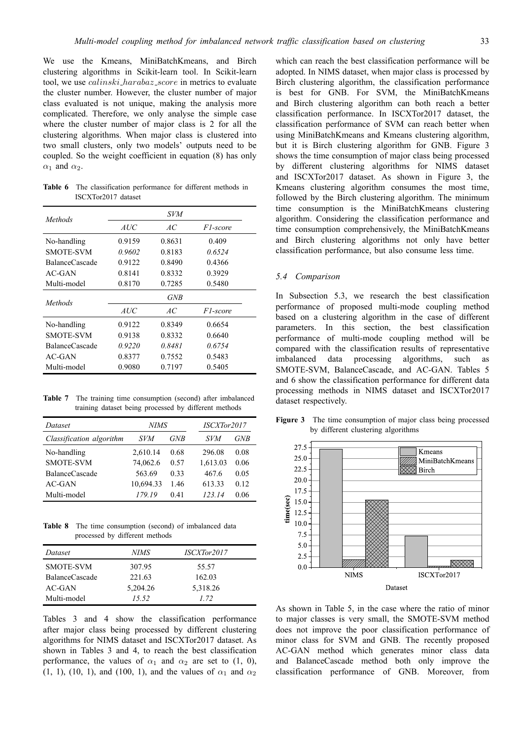We use the Kmeans, MiniBatchKmeans, and Birch clustering algorithms in Scikit-learn tool. In Scikit-learn tool, we use *calinski_harabaz_score* in metrics to evaluate the cluster number. However, the cluster number of major class evaluated is not unique, making the analysis more complicated. Therefore, we only analyse the simple case where the cluster number of major class is 2 for all the clustering algorithms. When major class is clustered into two small clusters, only two models' outputs need to be coupled. So the weight coefficient in equation (8) has only $\alpha_1$ and $\alpha_2$.

**Table 6** The classification performance for different methods in ISCXTor2017 dataset

| *Methods* | *SVM* | | |
|---|---|---|---|
| | *AUC* | *AC* | *F1-score* |
| No-handling | 0.9159 | 0.8631 | 0.409 |
| SMOTE-SVM | *0.9602* | 0.8183 | *0.6524* |
| BalanceCascade | 0.9122 | 0.8490 | 0.4366 |
| AC-GAN | 0.8141 | 0.8332 | 0.3929 |
| Multi-model | 0.8170 | 0.7285 | 0.5480 |
| *Methods* | *GNB* | | |
| | *AUC* | *AC* | *F1-score* |
| No-handling | 0.9122 | 0.8349 | 0.6654 |
| SMOTE-SVM | 0.9138 | 0.8332 | 0.6640 |
| BalanceCascade | *0.9220* | *0.8481* | *0.6754* |
| AC-GAN | 0.8377 | 0.7552 | 0.5483 |
| Multi-model | 0.9080 | 0.7197 | 0.5405 |

**Table 7** The training time consumption (second) after imbalanced training dataset being processed by different methods

| *Dataset* | *NIMS* | | *ISCXTor2017* | |
|---|---|---|---|---|
| *Classification algorithm* | *SVM* | *GNB* | *SVM* | *GNB* |
| No-handling | 2,610.14 | 0.68 | 296.08 | 0.08 |
| SMOTE-SVM | 74,062.6 | 0.57 | 1,613.03 | 0.06 |
| BalanceCascade | 563.69 | 0.33 | 467.6 | 0.05 |
| AC-GAN | 10,694.33 | 1.46 | 613.33 | 0.12 |
| Multi-model | *179.19* | 0.41 | *123.14* | 0.06 |

**Table 8** The time consumption (second) of imbalanced data processed by different methods

| *Dataset* | *NIMS* | *ISCXTor2017* |
|---|---|---|
| SMOTE-SVM | 307.95 | 55.57 |
| BalanceCascade | 221.63 | 162.03 |
| AC-GAN | 5,204.26 | 5,318.26 |
| Multi-model | *15.52* | *1.72* |

Tables 3 and 4 show the classification performance after major class being processed by different clustering algorithms for NIMS dataset and ISCXTor2017 dataset. As shown in Tables 3 and 4, to reach the best classification performance, the values of $\alpha_1$ and $\alpha_2$ are set to (1, 0), (1, 1), (10, 1), and (100, 1), and the values of $\alpha_1$ and $\alpha_2$ which can reach the best classification performance will be adopted. In NIMS dataset, when major class is processed by Birch clustering algorithm, the classification performance is best for GNB. For SVM, the MiniBatchKmeans and Birch clustering algorithm can both reach a better classification performance. In ISCXTor2017 dataset, the classification performance of SVM can reach better when using MiniBatchKmeans and Kmeans clustering algorithm, but it is Birch clustering algorithm for GNB. Figure 3 shows the time consumption of major class being processed by different clustering algorithms for NIMS dataset and ISCXTor2017 dataset. As shown in Figure 3, the Kmeans clustering algorithm consumes the most time, followed by the Birch clustering algorithm. The minimum time consumption is the MiniBatchKmeans clustering algorithm. Considering the classification performance and time consumption comprehensively, the MiniBatchKmeans and Birch clustering algorithms not only have better classification performance, but also consume less time.

### 5.4 Comparison

In Subsection 5.3, we research the best classification performance of proposed multi-mode coupling method based on a clustering algorithm in the case of different parameters. In this section, the best classification performance of multi-mode coupling method will be compared with the classification results of representative imbalanced data processing algorithms, such as SMOTE-SVM, BalanceCascade, and AC-GAN. Tables 5 and 6 show the classification performance for different data processing methods in NIMS dataset and ISCXTor2017 dataset respectively.

**Figure 3** The time consumption of major class being processed by different clustering algorithms

As shown in Table 5, in the case where the ratio of minor to major classes is very small, the SMOTE-SVM method does not improve the poor classification performance of minor class for SVM and GNB. The recently proposed AC-GAN method which generates minor class data and BalanceCascade method both only improve the classification performance of GNB. Moreover, from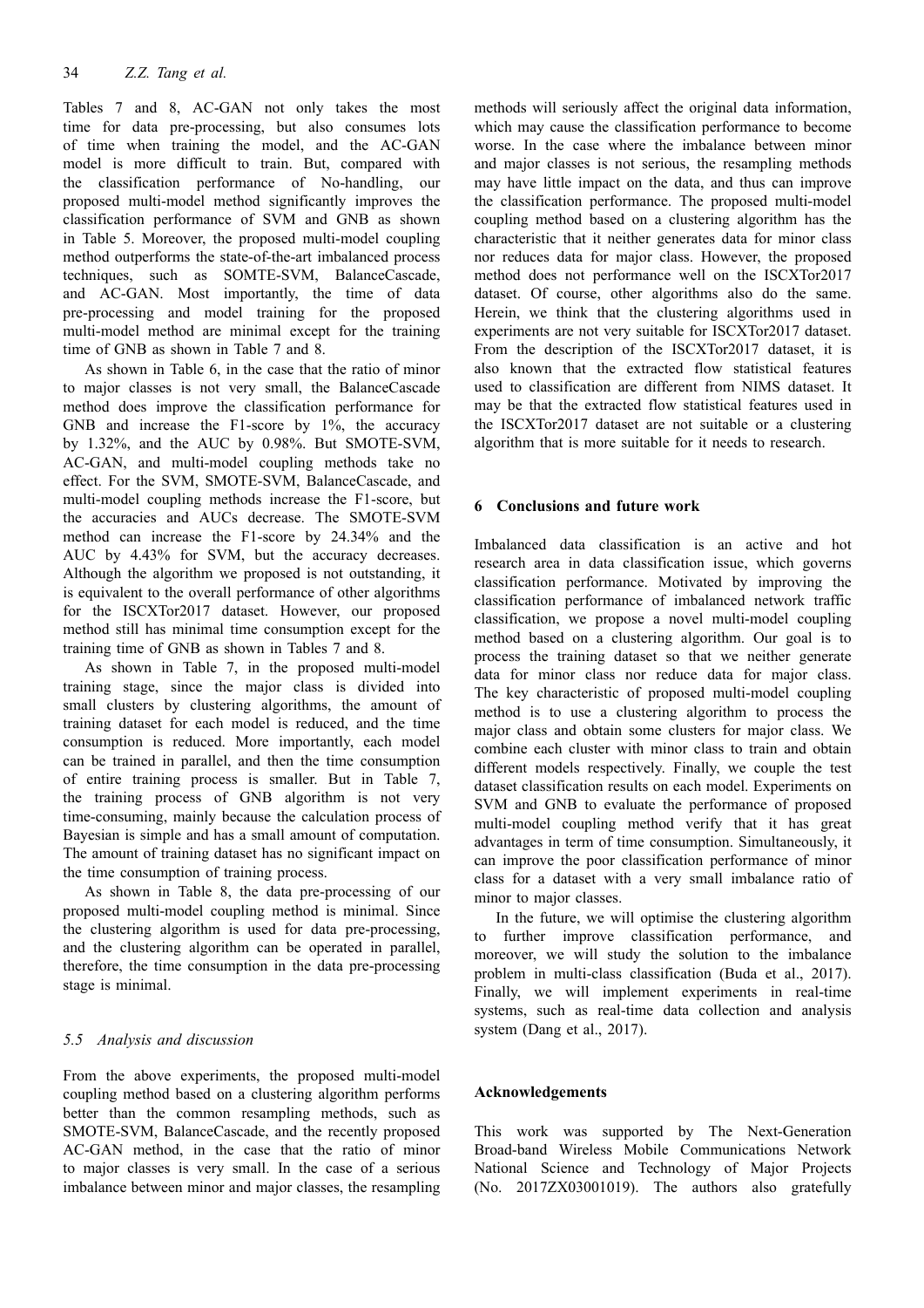Tables 7 and 8, AC-GAN not only takes the most time for data pre-processing, but also consumes lots of time when training the model, and the AC-GAN model is more difficult to train. But, compared with the classification performance of No-handling, our proposed multi-model method significantly improves the classification performance of SVM and GNB as shown in Table 5. Moreover, the proposed multi-model coupling method outperforms the state-of-the-art imbalanced process techniques, such as SOMTE-SVM, BalanceCascade, and AC-GAN. Most importantly, the time of data pre-processing and model training for the proposed multi-model method are minimal except for the training time of GNB as shown in Table 7 and 8.

As shown in Table 6, in the case that the ratio of minor to major classes is not very small, the BalanceCascade method does improve the classification performance for GNB and increase the F1-score by 1%, the accuracy by 1.32%, and the AUC by 0.98%. But SMOTE-SVM, AC-GAN, and multi-model coupling methods take no effect. For the SVM, SMOTE-SVM, BalanceCascade, and multi-model coupling methods increase the F1-score, but the accuracies and AUCs decrease. The SMOTE-SVM method can increase the F1-score by 24.34% and the AUC by 4.43% for SVM, but the accuracy decreases. Although the algorithm we proposed is not outstanding, it is equivalent to the overall performance of other algorithms for the ISCXTor2017 dataset. However, our proposed method still has minimal time consumption except for the training time of GNB as shown in Tables 7 and 8.

As shown in Table 7, in the proposed multi-model training stage, since the major class is divided into small clusters by clustering algorithms, the amount of training dataset for each model is reduced, and the time consumption is reduced. More importantly, each model can be trained in parallel, and then the time consumption of entire training process is smaller. But in Table 7, the training process of GNB algorithm is not very time-consuming, mainly because the calculation process of Bayesian is simple and has a small amount of computation. The amount of training dataset has no significant impact on the time consumption of training process.

As shown in Table 8, the data pre-processing of our proposed multi-model coupling method is minimal. Since the clustering algorithm is used for data pre-processing, and the clustering algorithm can be operated in parallel, therefore, the time consumption in the data pre-processing stage is minimal.

### *5.5 Analysis and discussion*

From the above experiments, the proposed multi-model coupling method based on a clustering algorithm performs better than the common resampling methods, such as SMOTE-SVM, BalanceCascade, and the recently proposed AC-GAN method, in the case that the ratio of minor to major classes is very small. In the case of a serious imbalance between minor and major classes, the resampling methods will seriously affect the original data information, which may cause the classification performance to become worse. In the case where the imbalance between minor and major classes is not serious, the resampling methods may have little impact on the data, and thus can improve the classification performance. The proposed multi-model coupling method based on a clustering algorithm has the characteristic that it neither generates data for minor class nor reduces data for major class. However, the proposed method does not performance well on the ISCXTor2017 dataset. Of course, other algorithms also do the same. Herein, we think that the clustering algorithms used in experiments are not very suitable for ISCXTor2017 dataset. From the description of the ISCXTor2017 dataset, it is also known that the extracted flow statistical features used to classification are different from NIMS dataset. It may be that the extracted flow statistical features used in the ISCXTor2017 dataset are not suitable or a clustering algorithm that is more suitable for it needs to research.

## 6 Conclusions and future work

Imbalanced data classification is an active and hot research area in data classification issue, which governs classification performance. Motivated by improving the classification performance of imbalanced network traffic classification, we propose a novel multi-model coupling method based on a clustering algorithm. Our goal is to process the training dataset so that we neither generate data for minor class nor reduce data for major class. The key characteristic of proposed multi-model coupling method is to use a clustering algorithm to process the major class and obtain some clusters for major class. We combine each cluster with minor class to train and obtain different models respectively. Finally, we couple the test dataset classification results on each model. Experiments on SVM and GNB to evaluate the performance of proposed multi-model coupling method verify that it has great advantages in term of time consumption. Simultaneously, it can improve the poor classification performance of minor class for a dataset with a very small imbalance ratio of minor to major classes.

In the future, we will optimise the clustering algorithm to further improve classification performance, and moreover, we will study the solution to the imbalance problem in multi-class classification (Buda et al., 2017). Finally, we will implement experiments in real-time systems, such as real-time data collection and analysis system (Dang et al., 2017).

## Acknowledgements

This work was supported by The Next-Generation Broad-band Wireless Mobile Communications Network National Science and Technology of Major Projects (No. 2017ZX03001019). The authors also gratefully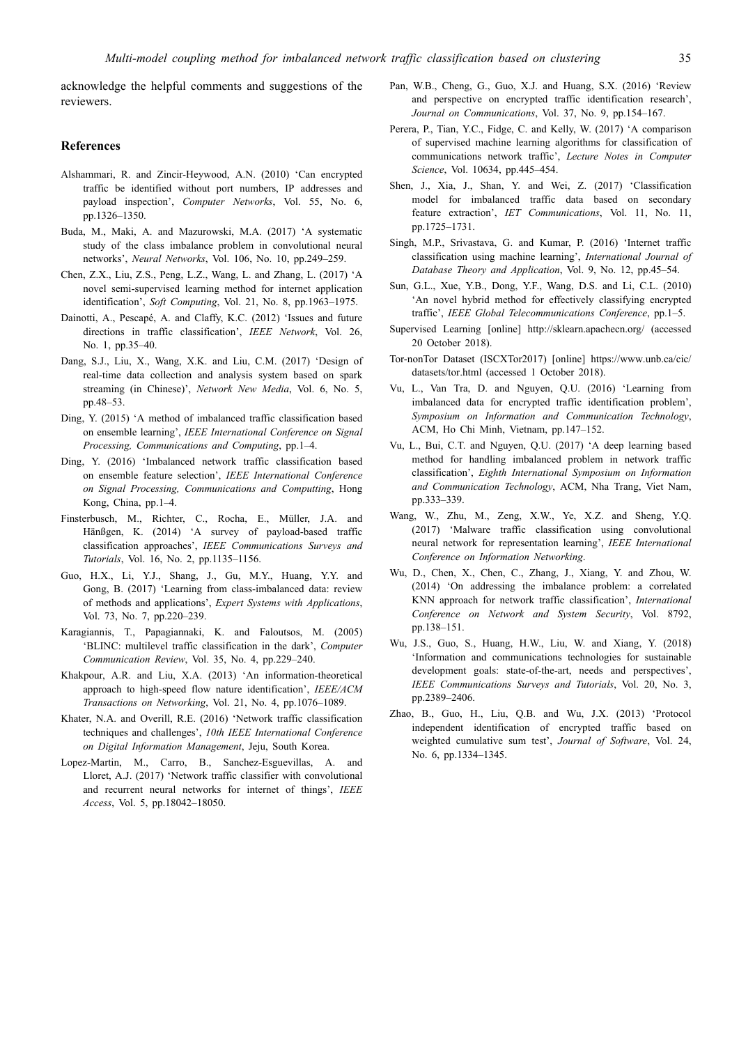acknowledge the helpful comments and suggestions of the reviewers.

## References

Alshammari, R. and Zincir-Heywood, A.N. (2010) 'Can encrypted traffic be identified without port numbers, IP addresses and payload inspection', *Computer Networks*, Vol. 55, No. 6, pp.1326–1350.

Buda, M., Maki, A. and Mazurowski, M.A. (2017) 'A systematic study of the class imbalance problem in convolutional neural networks', *Neural Networks*, Vol. 106, No. 10, pp.249–259.

Chen, Z.X., Liu, Z.S., Peng, L.Z., Wang, L. and Zhang, L. (2017) 'A novel semi-supervised learning method for internet application identification', *Soft Computing*, Vol. 21, No. 8, pp.1963–1975.

Dainotti, A., Pescapé, A. and Claffy, K.C. (2012) 'Issues and future directions in traffic classification', *IEEE Network*, Vol. 26, No. 1, pp.35–40.

Dang, S.J., Liu, X., Wang, X.K. and Liu, C.M. (2017) 'Design of real-time data collection and analysis system based on spark streaming (in Chinese)', *Network New Media*, Vol. 6, No. 5, pp.48–53.

Ding, Y. (2015) 'A method of imbalanced traffic classification based on ensemble learning', *IEEE International Conference on Signal Processing, Communications and Computing*, pp.1–4.

Ding, Y. (2016) 'Imbalanced network traffic classification based on ensemble feature selection', *IEEE International Conference on Signal Processing, Communications and Computting*, Hong Kong, China, pp.1–4.

Finsterbusch, M., Richter, C., Rocha, E., Müller, J.A. and Hänßgen, K. (2014) 'A survey of payload-based traffic classification approaches', *IEEE Communications Surveys and Tutorials*, Vol. 16, No. 2, pp.1135–1156.

Guo, H.X., Li, Y.J., Shang, J., Gu, M.Y., Huang, Y.Y. and Gong, B. (2017) 'Learning from class-imbalanced data: review of methods and applications', *Expert Systems with Applications*, Vol. 73, No. 7, pp.220–239.

Karagiannis, T., Papagiannaki, K. and Faloutsos, M. (2005) 'BLINC: multilevel traffic classification in the dark', *Computer Communication Review*, Vol. 35, No. 4, pp.229–240.

Khakpour, A.R. and Liu, X.A. (2013) 'An information-theoretical approach to high-speed flow nature identification', *IEEE/ACM Transactions on Networking*, Vol. 21, No. 4, pp.1076–1089.

Khater, N.A. and Overill, R.E. (2016) 'Network traffic classification techniques and challenges', *10th IEEE International Conference on Digital Information Management*, Jeju, South Korea.

Lopez-Martin, M., Carro, B., Sanchez-Esguevillas, A. and Lloret, A.J. (2017) 'Network traffic classifier with convolutional and recurrent neural networks for internet of things', *IEEE Access*, Vol. 5, pp.18042–18050.

Pan, W.B., Cheng, G., Guo, X.J. and Huang, S.X. (2016) 'Review and perspective on encrypted traffic identification research', *Journal on Communications*, Vol. 37, No. 9, pp.154–167.

Perera, P., Tian, Y.C., Fidge, C. and Kelly, W. (2017) 'A comparison of supervised machine learning algorithms for classification of communications network traffic', *Lecture Notes in Computer Science*, Vol. 10634, pp.445–454.

Shen, J., Xia, J., Shan, Y. and Wei, Z. (2017) 'Classification model for imbalanced traffic data based on secondary feature extraction', *IET Communications*, Vol. 11, No. 11, pp.1725–1731.

Singh, M.P., Srivastava, G. and Kumar, P. (2016) 'Internet traffic classification using machine learning', *International Journal of Database Theory and Application*, Vol. 9, No. 12, pp.45–54.

Sun, G.L., Xue, Y.B., Dong, Y.F., Wang, D.S. and Li, C.L. (2010) 'An novel hybrid method for effectively classifying encrypted traffic', *IEEE Global Telecommunications Conference*, pp.1–5.

Supervised Learning [online] http://sklearn.apachecn.org/ (accessed 20 October 2018).

Tor-nonTor Dataset (ISCXTor2017) [online] https://www.unb.ca/cic/datasets/tor.html (accessed 1 October 2018).

Vu, L., Van Tra, D. and Nguyen, Q.U. (2016) 'Learning from imbalanced data for encrypted traffic identification problem', *Symposium on Information and Communication Technology*, ACM, Ho Chi Minh, Vietnam, pp.147–152.

Vu, L., Bui, C.T. and Nguyen, Q.U. (2017) 'A deep learning based method for handling imbalanced problem in network traffic classification', *Eighth International Symposium on Information and Communication Technology*, ACM, Nha Trang, Viet Nam, pp.333–339.

Wang, W., Zhu, M., Zeng, X.W., Ye, X.Z. and Sheng, Y.Q. (2017) 'Malware traffic classification using convolutional neural network for representation learning', *IEEE International Conference on Information Networking*.

Wu, D., Chen, X., Chen, C., Zhang, J., Xiang, Y. and Zhou, W. (2014) 'On addressing the imbalance problem: a correlated KNN approach for network traffic classification', *International Conference on Network and System Security*, Vol. 8792, pp.138–151.

Wu, J.S., Guo, S., Huang, H.W., Liu, W. and Xiang, Y. (2018) 'Information and communications technologies for sustainable development goals: state-of-the-art, needs and perspectives', *IEEE Communications Surveys and Tutorials*, Vol. 20, No. 3, pp.2389–2406.

Zhao, B., Guo, H., Liu, Q.B. and Wu, J.X. (2013) 'Protocol independent identification of encrypted traffic based on weighted cumulative sum test', *Journal of Software*, Vol. 24, No. 6, pp.1334–1345.